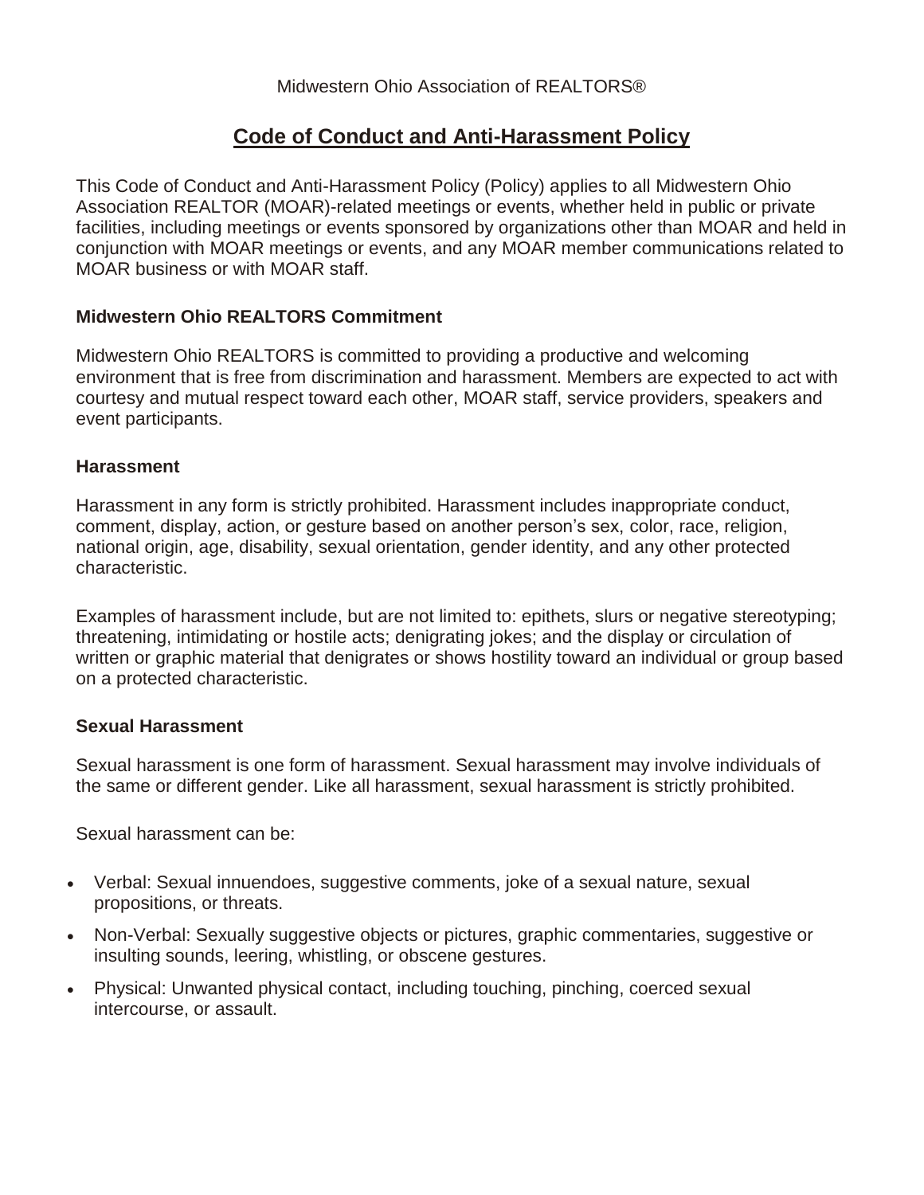Midwestern Ohio Association of REALTORS®

# Code of Conduct and Anti-Harassment Policy

This Code of Conduct and Anti-Harassment Policy (Policy) applies to all Midwestern Ohio Association REALTOR (MOAR)-related meetings or events, whether held in public or private facilities, including meetings or events sponsored by organizations other than MOAR and held in conjunction with MOAR meetings or events, and any MOAR member communications related to MOAR business or with MOAR staff.

### Midwestern Ohio REALTORS Commitment

Midwestern Ohio REALTORS is committed to providing a productive and welcoming environment that is free from discrimination and harassment. Members are expected to act with courtesy and mutual respect toward each other, MOAR staff, service providers, speakers and event participants.

### Harassment

Harassment in any form is strictly prohibited. Harassment includes inappropriate conduct, comment, display, action, or gesture based on another person's sex, color, race, religion, national origin, age, disability, sexual orientation, gender identity, and any other protected characteristic.

Examples of harassment include, but are not limited to: epithets, slurs or negative stereotyping; threatening, intimidating or hostile acts; denigrating jokes; and the display or circulation of written or graphic material that denigrates or shows hostility toward an individual or group based on a protected characteristic.

### Sexual Harassment

Sexual harassment is one form of harassment. Sexual harassment may involve individuals of the same or different gender. Like all harassment, sexual harassment is strictly prohibited.

Sexual harassment can be:

- Verbal: Sexual innuendoes, suggestive comments, joke of a sexual nature, sexual propositions, or threats.
- Non-Verbal: Sexually suggestive objects or pictures, graphic commentaries, suggestive or insulting sounds, leering, whistling, or obscene gestures.
- Physical: Unwanted physical contact, including touching, pinching, coerced sexual intercourse, or assault.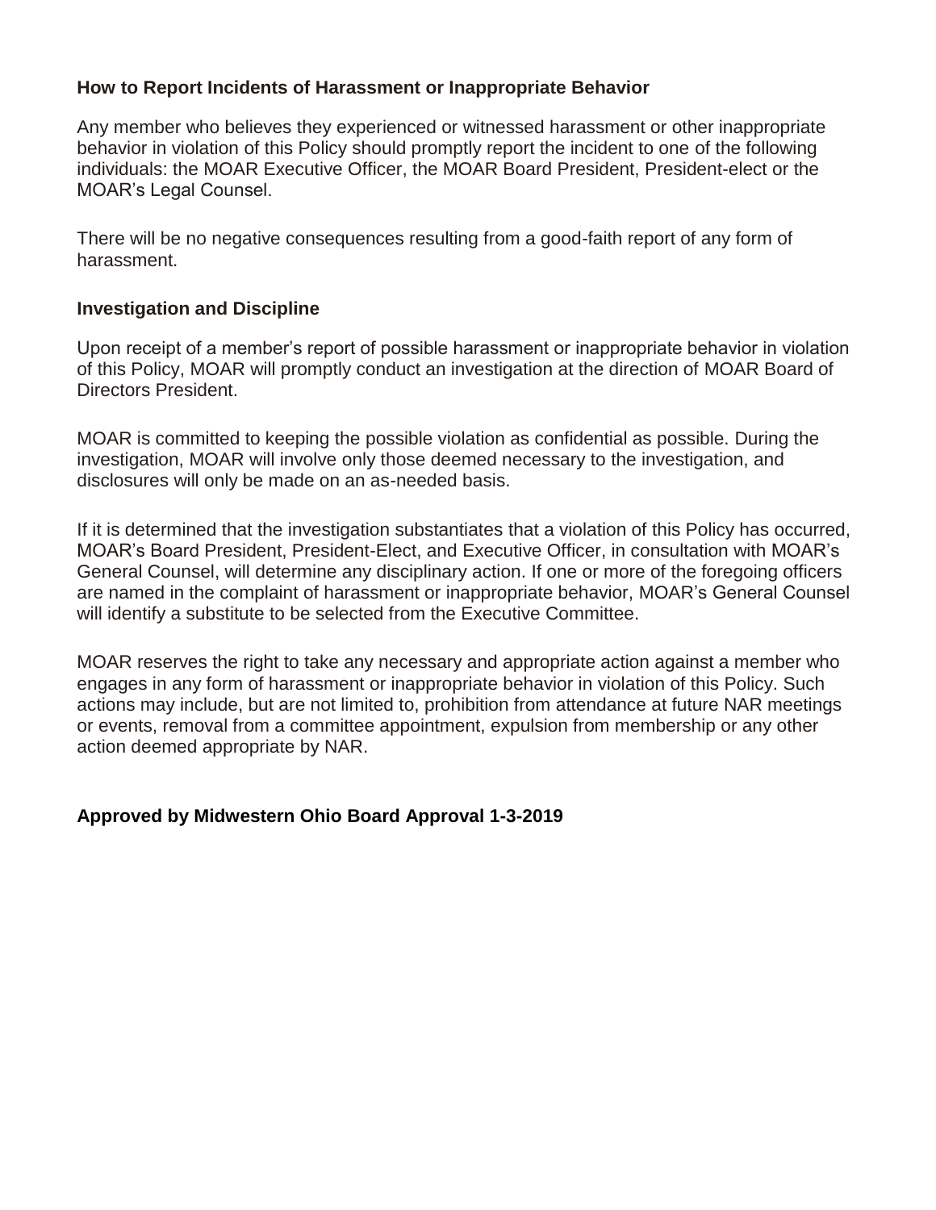### How to Report Incidents of Harassment or Inappropriate Behavior

Any member who believes they experienced or witnessed harassment or other inappropriate behavior in violation of this Policy should promptly report the incident to one of the following individuals: the MOAR Executive Officer, the MOAR Board President, President-elect or the MOAR's Legal Counsel.

There will be no negative consequences resulting from a good-faith report of any form of harassment.

### Investigation and Discipline

Upon receipt of a member's report of possible harassment or inappropriate behavior in violation of this Policy, MOAR will promptly conduct an investigation at the direction of MOAR Board of Directors President.

MOAR is committed to keeping the possible violation as confidential as possible. During the investigation, MOAR will involve only those deemed necessary to the investigation, and disclosures will only be made on an as-needed basis.

If it is determined that the investigation substantiates that a violation of this Policy has occurred, MOAR's Board President, President-Elect, and Executive Officer, in consultation with MOAR's General Counsel, will determine any disciplinary action. If one or more of the foregoing officers are named in the complaint of harassment or inappropriate behavior, MOAR's General Counsel will identify a substitute to be selected from the Executive Committee.

MOAR reserves the right to take any necessary and appropriate action against a member who engages in any form of harassment or inappropriate behavior in violation of this Policy. Such actions may include, but are not limited to, prohibition from attendance at future NAR meetings or events, removal from a committee appointment, expulsion from membership or any other action deemed appropriate by NAR.

**Approved by Midwestern Ohio Board Approval 1-3-2019**